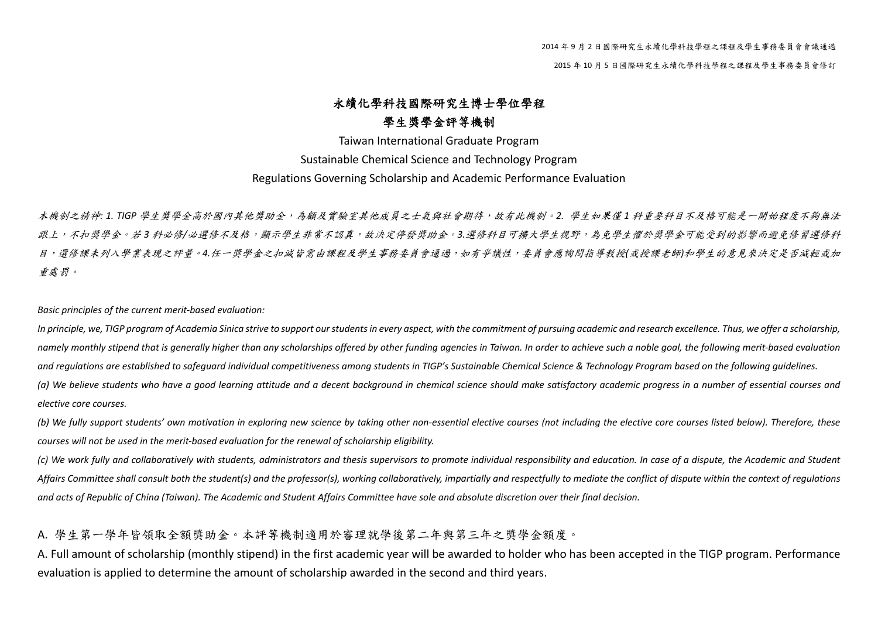2014 年 9 月 2 日國際研究生永續化學科技學程之課程及學生事務委員會會議通過

2015 年 10 月 5 日國際研究生永續化學科技學程之課程及學生事務委員會修訂

# 永續化學科技國際研究生博士學位學程
# 學生獎學金評等機制

## Taiwan International Graduate Program
## Sustainable Chemical Science and Technology Program
## Regulations Governing Scholarship and Academic Performance Evaluation

*本機制之精神: 1. TIGP 學生獎學金高於國內其他獎助金，為顧及實驗室其他成員之士氣與社會期待，故有此機制。2. 學生如果僅 1 科重要科目不及格可能是一開始程度不夠無法跟上，不扣獎學金。若 3 科必修/必選修不及格，顯示學生非常不認真，故決定停發獎助金。3.選修科目可擴大學生視野，為免學生懼於獎學金可能受到的影響而避免修習選修科目，選修課未列入學業表現之評量。4.任一獎學金之扣減皆需由課程及學生事務委員會通過，如有爭議性，委員會應詢問指導教授(或授課老師)和學生的意見來決定是否減輕或加重處罰。*

*Basic principles of the current merit-based evaluation:*

*In principle, we, TIGP program of Academia Sinica strive to support our students in every aspect, with the commitment of pursuing academic and research excellence. Thus, we offer a scholarship, namely monthly stipend that is generally higher than any scholarships offered by other funding agencies in Taiwan. In order to achieve such a noble goal, the following merit-based evaluation and regulations are established to safeguard individual competitiveness among students in TIGP's Sustainable Chemical Science & Technology Program based on the following guidelines.*

*(a) We believe students who have a good learning attitude and a decent background in chemical science should make satisfactory academic progress in a number of essential courses and elective core courses.*

*(b) We fully support students' own motivation in exploring new science by taking other non-essential elective courses (not including the elective core courses listed below). Therefore, these courses will not be used in the merit-based evaluation for the renewal of scholarship eligibility.*

*(c) We work fully and collaboratively with students, administrators and thesis supervisors to promote individual responsibility and education. In case of a dispute, the Academic and Student Affairs Committee shall consult both the student(s) and the professor(s), working collaboratively, impartially and respectfully to mediate the conflict of dispute within the context of regulations and acts of Republic of China (Taiwan). The Academic and Student Affairs Committee have sole and absolute discretion over their final decision.*

A. 學生第一學年皆領取全額獎助金。本評等機制適用於審理就學後第二年與第三年之獎學金額度。

A. Full amount of scholarship (monthly stipend) in the first academic year will be awarded to holder who has been accepted in the TIGP program. Performance evaluation is applied to determine the amount of scholarship awarded in the second and third years.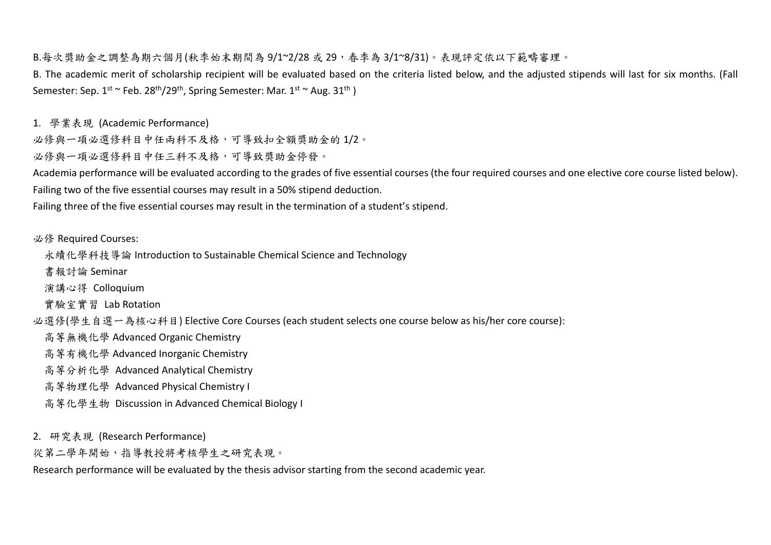B.每次獎助金之調整為期六個月(秋季始末期間為 9/1~2/28 或 29，春季為 3/1~8/31)。表現評定依以下範疇審理。

B. The academic merit of scholarship recipient will be evaluated based on the criteria listed below, and the adjusted stipends will last for six months. (Fall Semester: Sep. 1st ~ Feb. 28th/29th, Spring Semester: Mar. 1st ~ Aug. 31th )

1. 學業表現 (Academic Performance)

必修與一項必選修科目中任兩科不及格，可導致扣全額獎助金的 1/2。

必修與一項必選修科目中任三科不及格，可導致獎助金停發。

Academia performance will be evaluated according to the grades of five essential courses (the four required courses and one elective core course listed below).

Failing two of the five essential courses may result in a 50% stipend deduction.

Failing three of the five essential courses may result in the termination of a student's stipend.

必修 Required Courses:

- 永續化學科技導論 Introduction to Sustainable Chemical Science and Technology
- 書報討論 Seminar
- 演講心得 Colloquium
- 實驗室實習 Lab Rotation

必選修(學生自選一為核心科目) Elective Core Courses (each student selects one course below as his/her core course):

- 高等無機化學 Advanced Organic Chemistry
- 高等有機化學 Advanced Inorganic Chemistry
- 高等分析化學 Advanced Analytical Chemistry
- 高等物理化學 Advanced Physical Chemistry I
- 高等化學生物 Discussion in Advanced Chemical Biology I

2. 研究表現 (Research Performance)

從第二學年開始，指導教授將考核學生之研究表現。

Research performance will be evaluated by the thesis advisor starting from the second academic year.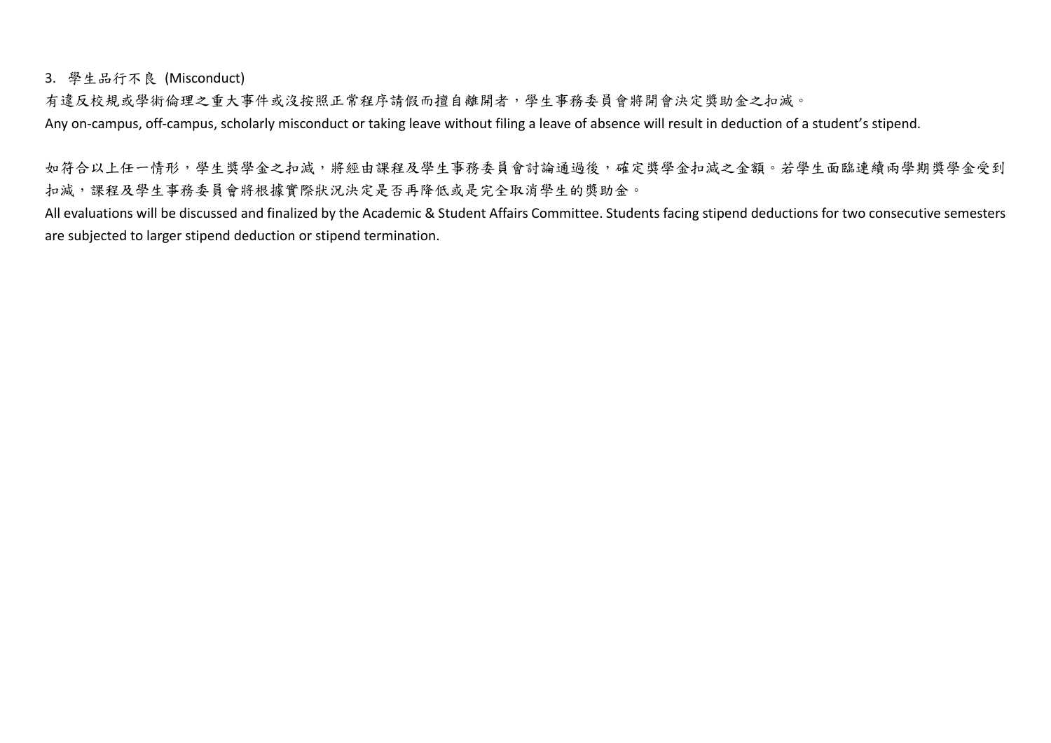3. 學生品行不良 (Misconduct)

有違反校規或學術倫理之重大事件或沒按照正常程序請假而擅自離開者，學生事務委員會將開會決定獎助金之扣減。

Any on-campus, off-campus, scholarly misconduct or taking leave without filing a leave of absence will result in deduction of a student’s stipend.

如符合以上任一情形，學生獎學金之扣減，將經由課程及學生事務委員會討論通過後，確定獎學金扣減之金額。若學生面臨連續兩學期獎學金受到扣減，課程及學生事務委員會將根據實際狀況決定是否再降低或是完全取消學生的獎助金。

All evaluations will be discussed and finalized by the Academic & Student Affairs Committee. Students facing stipend deductions for two consecutive semesters are subjected to larger stipend deduction or stipend termination.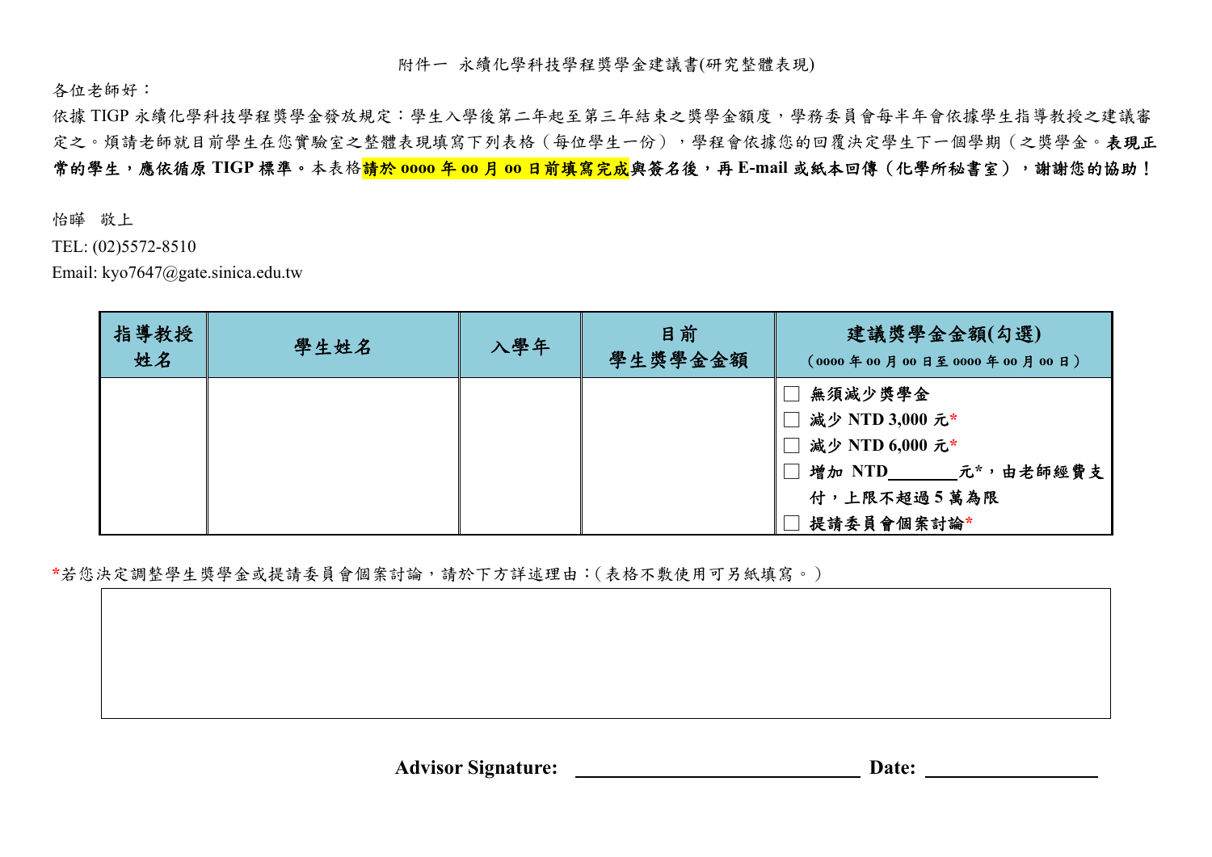附件一 永續化學科技學程獎學金建議書(研究整體表現)

各位老師好：

依據 TIGP 永續化學科技學程獎學金發放規定：學生入學後第二年起至第三年結束之獎學金額度，學務委員會每半年會依據學生指導教授之建議審定之。煩請老師就目前學生在您實驗室之整體表現填寫下列表格（每位學生一份），學程會依據您的回覆決定學生下一個學期（之獎學金。**表現正常的學生，應依循原 TIGP 標準。**本表格**請於 0000 年 00 月 00 日前填寫完成與簽名後，再 E-mail 或紙本回傳（化學所秘書室），謝謝您的協助！**

怡暐 敬上

TEL: (02)5572-8510

Email: kyo7647@gate.sinica.edu.tw

| 指導教授姓名 | 學生姓名 | 入學年 | 目前學生獎學金金額 | 建議獎學金金額(勾選)（0000 年 00 月 00 日至 0000 年 00 月 00 日） |
|---|---|---|---|---|
| | | | | ☐ 無須減少獎學金<br>☐ 減少 NTD 3,000 元*<br>☐ 減少 NTD 6,000 元*<br>☐ 增加 NTD________元*，由老師經費支付，上限不超過 5 萬為限<br>☐ 提請委員會個案討論* |

*若您決定調整學生獎學金或提請委員會個案討論，請於下方詳述理由：(表格不敷使用可另紙填寫。)

| |
|---|
| |

**Advisor Signature:** ______________________________ **Date:** __________________